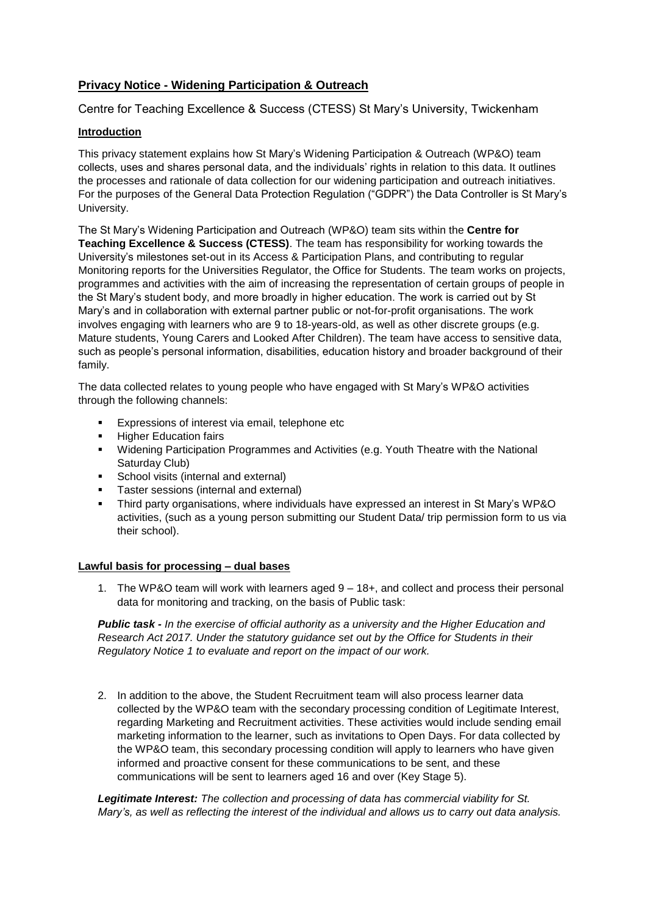# **Privacy Notice - Widening Participation & Outreach**

Centre for Teaching Excellence & Success (CTESS) St Mary's University, Twickenham

## **Introduction**

This privacy statement explains how St Mary's Widening Participation & Outreach (WP&O) team collects, uses and shares personal data, and the individuals' rights in relation to this data. It outlines the processes and rationale of data collection for our widening participation and outreach initiatives. For the purposes of the General Data Protection Regulation ("GDPR") the Data Controller is St Mary's University.

The St Mary's Widening Participation and Outreach (WP&O) team sits within the **Centre for Teaching Excellence & Success (CTESS)**. The team has responsibility for working towards the University's milestones set-out in its Access & Participation Plans, and contributing to regular Monitoring reports for the Universities Regulator, the Office for Students. The team works on projects, programmes and activities with the aim of increasing the representation of certain groups of people in the St Mary's student body, and more broadly in higher education. The work is carried out by St Mary's and in collaboration with external partner public or not-for-profit organisations. The work involves engaging with learners who are 9 to 18-years-old, as well as other discrete groups (e.g. Mature students, Young Carers and Looked After Children). The team have access to sensitive data, such as people's personal information, disabilities, education history and broader background of their family.

The data collected relates to young people who have engaged with St Mary's WP&O activities through the following channels:

- Expressions of interest via email, telephone etc
- Higher Education fairs
- Widening Participation Programmes and Activities (e.g. Youth Theatre with the National Saturday Club)
- School visits (internal and external)
- Taster sessions (internal and external)
- Third party organisations, where individuals have expressed an interest in St Mary's WP&O activities, (such as a young person submitting our Student Data/ trip permission form to us via their school).

## **Lawful basis for processing – dual bases**

1. The WP&O team will work with learners aged 9 – 18+, and collect and process their personal data for monitoring and tracking, on the basis of Public task:

***Public task -*** *In the exercise of official authority as a university and the Higher Education and Research Act 2017. Under the statutory guidance set out by the Office for Students in their Regulatory Notice 1 to evaluate and report on the impact of our work.*

2. In addition to the above, the Student Recruitment team will also process learner data collected by the WP&O team with the secondary processing condition of Legitimate Interest, regarding Marketing and Recruitment activities. These activities would include sending email marketing information to the learner, such as invitations to Open Days. For data collected by the WP&O team, this secondary processing condition will apply to learners who have given informed and proactive consent for these communications to be sent, and these communications will be sent to learners aged 16 and over (Key Stage 5).

***Legitimate Interest:*** *The collection and processing of data has commercial viability for St. Mary's, as well as reflecting the interest of the individual and allows us to carry out data analysis.*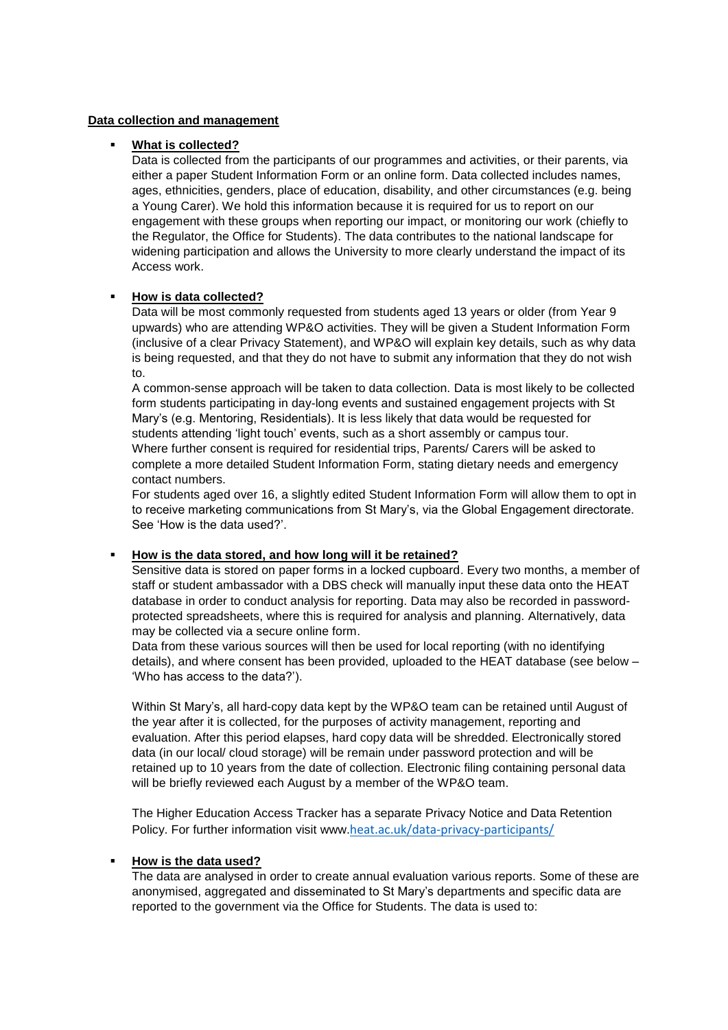**Data collection and management**

- **What is collected?**

  Data is collected from the participants of our programmes and activities, or their parents, via either a paper Student Information Form or an online form. Data collected includes names, ages, ethnicities, genders, place of education, disability, and other circumstances (e.g. being a Young Carer). We hold this information because it is required for us to report on our engagement with these groups when reporting our impact, or monitoring our work (chiefly to the Regulator, the Office for Students). The data contributes to the national landscape for widening participation and allows the University to more clearly understand the impact of its Access work.

- **How is data collected?**

  Data will be most commonly requested from students aged 13 years or older (from Year 9 upwards) who are attending WP&O activities. They will be given a Student Information Form (inclusive of a clear Privacy Statement), and WP&O will explain key details, such as why data is being requested, and that they do not have to submit any information that they do not wish to.

  A common-sense approach will be taken to data collection. Data is most likely to be collected form students participating in day-long events and sustained engagement projects with St Mary's (e.g. Mentoring, Residentials). It is less likely that data would be requested for students attending 'light touch' events, such as a short assembly or campus tour.

  Where further consent is required for residential trips, Parents/ Carers will be asked to complete a more detailed Student Information Form, stating dietary needs and emergency contact numbers.

  For students aged over 16, a slightly edited Student Information Form will allow them to opt in to receive marketing communications from St Mary's, via the Global Engagement directorate. See 'How is the data used?'.

- **How is the data stored, and how long will it be retained?**

  Sensitive data is stored on paper forms in a locked cupboard. Every two months, a member of staff or student ambassador with a DBS check will manually input these data onto the HEAT database in order to conduct analysis for reporting. Data may also be recorded in password-protected spreadsheets, where this is required for analysis and planning. Alternatively, data may be collected via a secure online form.

  Data from these various sources will then be used for local reporting (with no identifying details), and where consent has been provided, uploaded to the HEAT database (see below – 'Who has access to the data?').

  Within St Mary's, all hard-copy data kept by the WP&O team can be retained until August of the year after it is collected, for the purposes of activity management, reporting and evaluation. After this period elapses, hard copy data will be shredded. Electronically stored data (in our local/ cloud storage) will be remain under password protection and will be retained up to 10 years from the date of collection. Electronic filing containing personal data will be briefly reviewed each August by a member of the WP&O team.

  The Higher Education Access Tracker has a separate Privacy Notice and Data Retention Policy. For further information visit www.heat.ac.uk/data-privacy-participants/

- **How is the data used?**

  The data are analysed in order to create annual evaluation various reports. Some of these are anonymised, aggregated and disseminated to St Mary's departments and specific data are reported to the government via the Office for Students. The data is used to: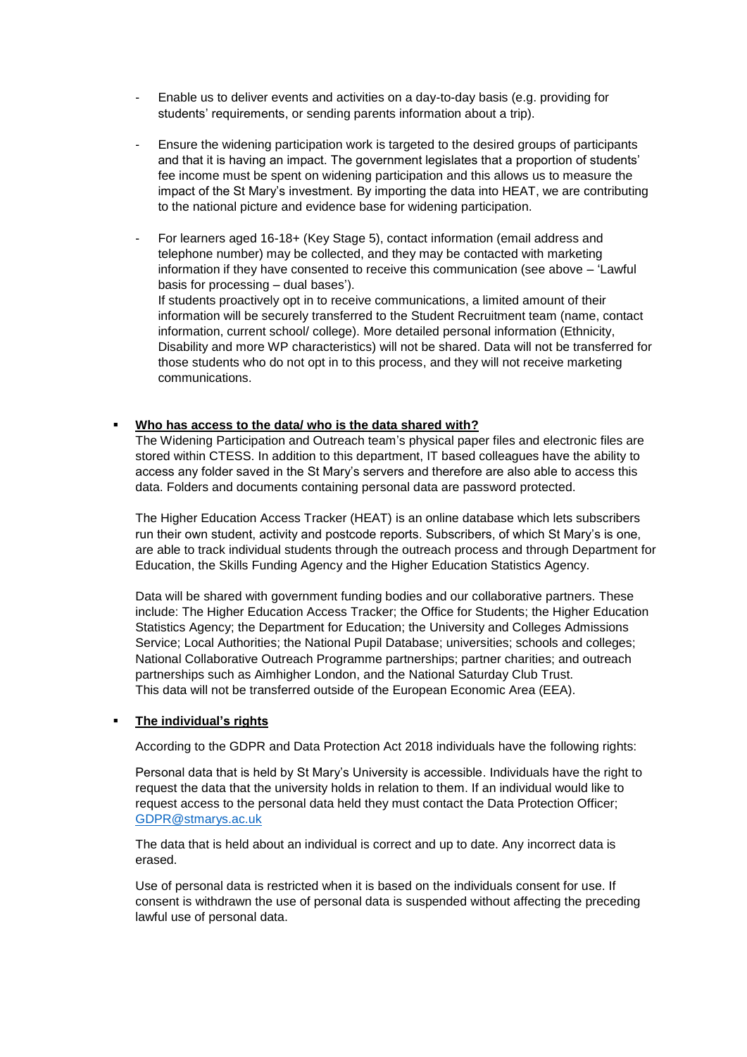- Enable us to deliver events and activities on a day-to-day basis (e.g. providing for students' requirements, or sending parents information about a trip).

- Ensure the widening participation work is targeted to the desired groups of participants and that it is having an impact. The government legislates that a proportion of students' fee income must be spent on widening participation and this allows us to measure the impact of the St Mary's investment. By importing the data into HEAT, we are contributing to the national picture and evidence base for widening participation.

- For learners aged 16-18+ (Key Stage 5), contact information (email address and telephone number) may be collected, and they may be contacted with marketing information if they have consented to receive this communication (see above – 'Lawful basis for processing – dual bases').
  If students proactively opt in to receive communications, a limited amount of their information will be securely transferred to the Student Recruitment team (name, contact information, current school/ college). More detailed personal information (Ethnicity, Disability and more WP characteristics) will not be shared. Data will not be transferred for those students who do not opt in to this process, and they will not receive marketing communications.

- **<u>Who has access to the data/ who is the data shared with?</u>**

  The Widening Participation and Outreach team's physical paper files and electronic files are stored within CTESS. In addition to this department, IT based colleagues have the ability to access any folder saved in the St Mary's servers and therefore are also able to access this data. Folders and documents containing personal data are password protected.

  The Higher Education Access Tracker (HEAT) is an online database which lets subscribers run their own student, activity and postcode reports. Subscribers, of which St Mary's is one, are able to track individual students through the outreach process and through Department for Education, the Skills Funding Agency and the Higher Education Statistics Agency.

  Data will be shared with government funding bodies and our collaborative partners. These include: The Higher Education Access Tracker; the Office for Students; the Higher Education Statistics Agency; the Department for Education; the University and Colleges Admissions Service; Local Authorities; the National Pupil Database; universities; schools and colleges; National Collaborative Outreach Programme partnerships; partner charities; and outreach partnerships such as Aimhigher London, and the National Saturday Club Trust.
  This data will not be transferred outside of the European Economic Area (EEA).

- **<u>The individual's rights</u>**

  According to the GDPR and Data Protection Act 2018 individuals have the following rights:

  Personal data that is held by St Mary's University is accessible. Individuals have the right to request the data that the university holds in relation to them. If an individual would like to request access to the personal data held they must contact the Data Protection Officer; [GDPR@stmarys.ac.uk](mailto:GDPR@stmarys.ac.uk)

  The data that is held about an individual is correct and up to date. Any incorrect data is erased.

  Use of personal data is restricted when it is based on the individuals consent for use. If consent is withdrawn the use of personal data is suspended without affecting the preceding lawful use of personal data.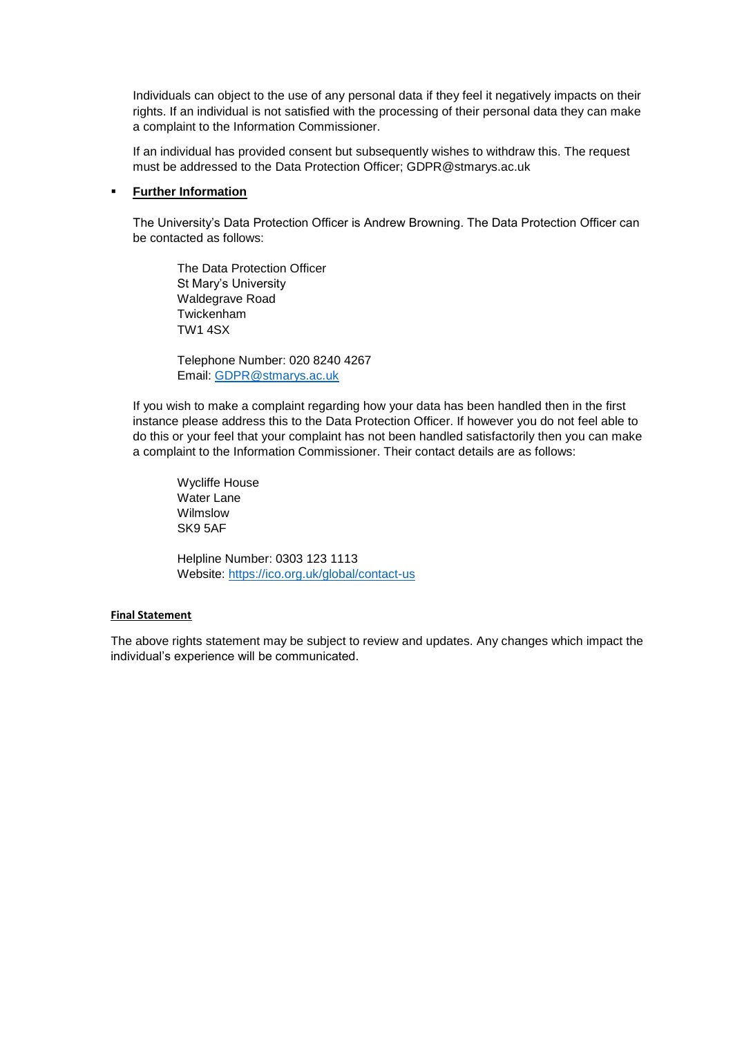Individuals can object to the use of any personal data if they feel it negatively impacts on their rights. If an individual is not satisfied with the processing of their personal data they can make a complaint to the Information Commissioner.

If an individual has provided consent but subsequently wishes to withdraw this. The request must be addressed to the Data Protection Officer; GDPR@stmarys.ac.uk

- **Further Information**

The University's Data Protection Officer is Andrew Browning. The Data Protection Officer can be contacted as follows:

> The Data Protection Officer
> St Mary's University
> Waldegrave Road
> Twickenham
> TW1 4SX
>
> Telephone Number: 020 8240 4267
> Email: [GDPR@stmarys.ac.uk](mailto:GDPR@stmarys.ac.uk)

If you wish to make a complaint regarding how your data has been handled then in the first instance please address this to the Data Protection Officer. If however you do not feel able to do this or your feel that your complaint has not been handled satisfactorily then you can make a complaint to the Information Commissioner. Their contact details are as follows:

> Wycliffe House
> Water Lane
> Wilmslow
> SK9 5AF
>
> Helpline Number: 0303 123 1113
> Website: [https://ico.org.uk/global/contact-us](https://ico.org.uk/global/contact-us)

**Final Statement**

The above rights statement may be subject to review and updates. Any changes which impact the individual's experience will be communicated.